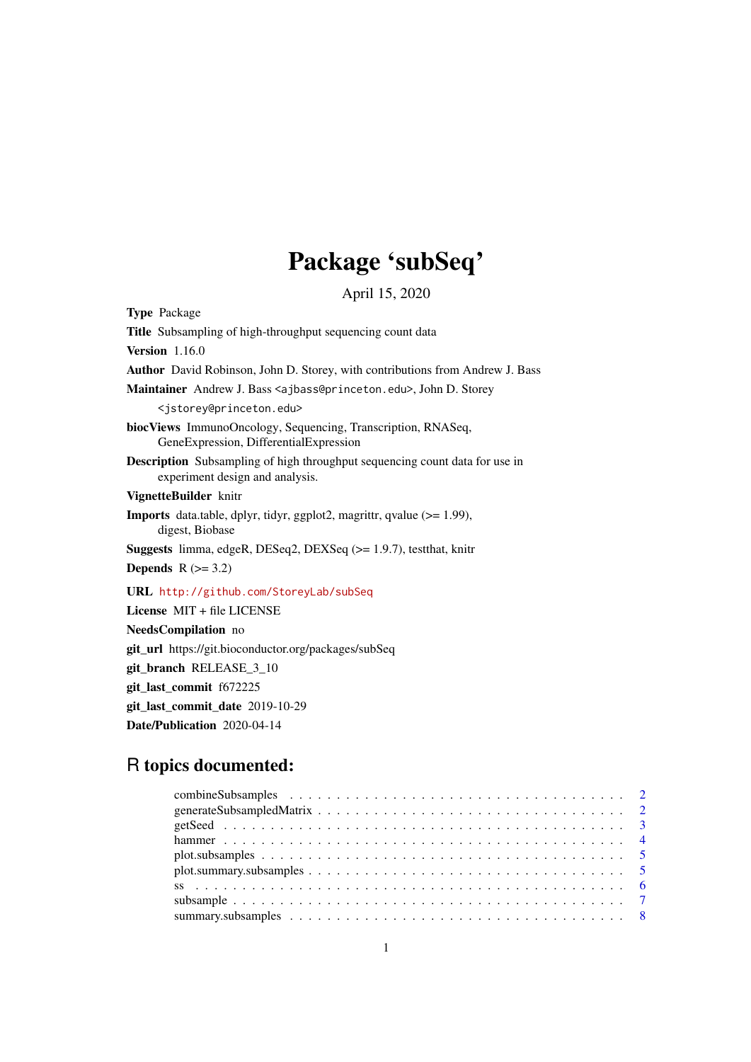# Package 'subSeq'

April 15, 2020

**Type** Package

**Title** Subsampling of high-throughput sequencing count data

**Version** 1.16.0

**Author** David Robinson, John D. Storey, with contributions from Andrew J. Bass

**Maintainer** Andrew J. Bass <ajbass@princeton.edu>, John D. Storey <jstorey@princeton.edu>

**biocViews** ImmunoOncology, Sequencing, Transcription, RNASeq, GeneExpression, DifferentialExpression

**Description** Subsampling of high throughput sequencing count data for use in experiment design and analysis.

**VignetteBuilder** knitr

**Imports** data.table, dplyr, tidyr, ggplot2, magrittr, qvalue (>= 1.99), digest, Biobase

**Suggests** limma, edgeR, DESeq2, DEXSeq (>= 1.9.7), testthat, knitr

**Depends** R (>= 3.2)

**URL** http://github.com/StoreyLab/subSeq

**License** MIT + file LICENSE

**NeedsCompilation** no

**git_url** https://git.bioconductor.org/packages/subSeq

**git_branch** RELEASE_3_10

**git_last_commit** f672225

**git_last_commit_date** 2019-10-29

**Date/Publication** 2020-04-14

## R topics documented:

| | |
|---|---|
| combineSubsamples | 2 |
| generateSubsampledMatrix | 2 |
| getSeed | 3 |
| hammer | 4 |
| plot.subsamples | 5 |
| plot.summary.subsamples | 5 |
| ss | 6 |
| subsample | 7 |
| summary.subsamples | 8 |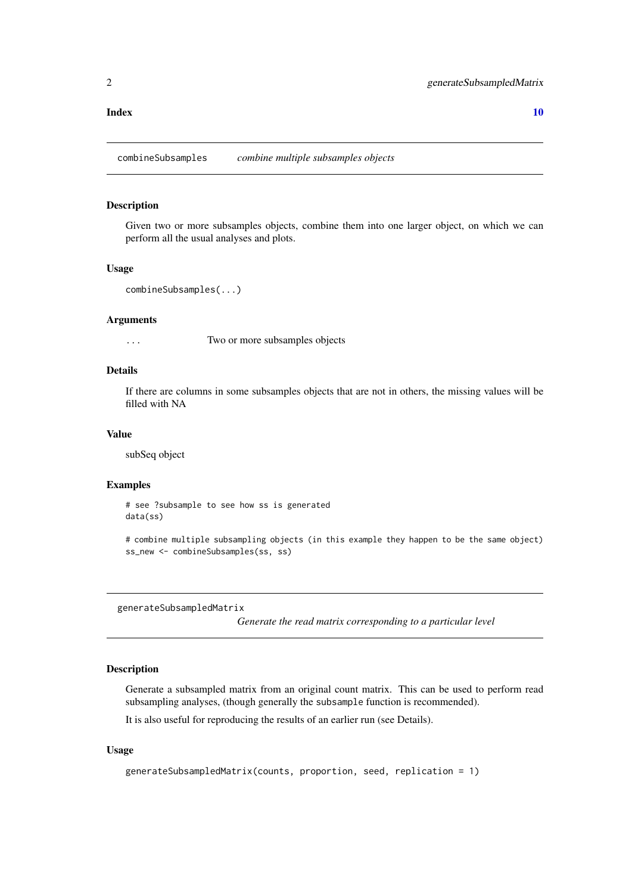Index 10

## combineSubsamples — *combine multiple subsamples objects*

### Description

Given two or more subsamples objects, combine them into one larger object, on which we can perform all the usual analyses and plots.

### Usage

```
combineSubsamples(...)
```

### Arguments

| | |
|---|---|
| ... | Two or more subsamples objects |

### Details

If there are columns in some subsamples objects that are not in others, the missing values will be filled with NA

### Value

subSeq object

### Examples

```
# see ?subsample to see how ss is generated
data(ss)

# combine multiple subsampling objects (in this example they happen to be the same object)
ss_new <- combineSubsamples(ss, ss)
```

## generateSubsampledMatrix — *Generate the read matrix corresponding to a particular level*

### Description

Generate a subsampled matrix from an original count matrix. This can be used to perform read subsampling analyses, (though generally the `subsample` function is recommended).

It is also useful for reproducing the results of an earlier run (see Details).

### Usage

```
generateSubsampledMatrix(counts, proportion, seed, replication = 1)
```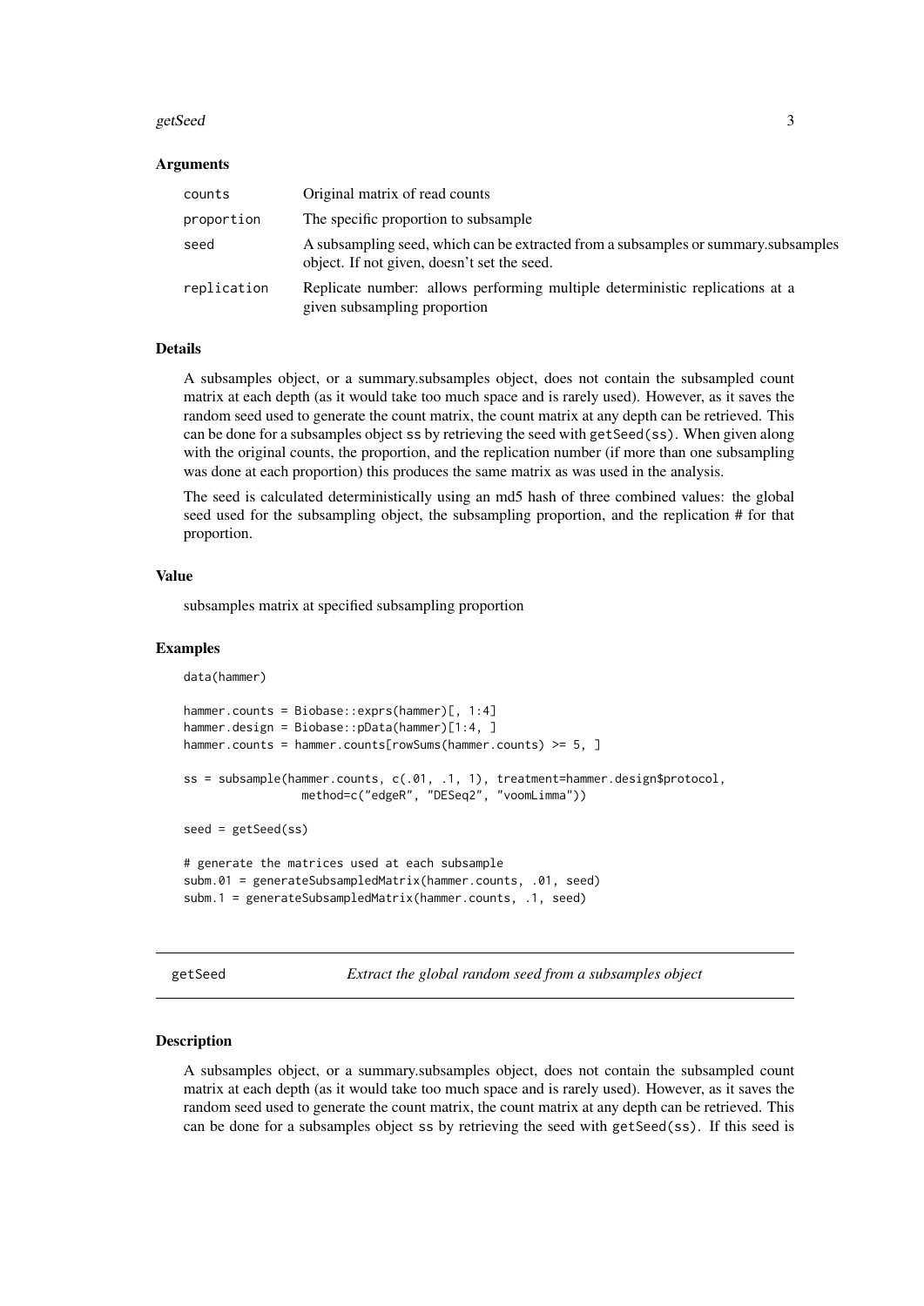### Arguments

| | |
|---|---|
| counts | Original matrix of read counts |
| proportion | The specific proportion to subsample |
| seed | A subsampling seed, which can be extracted from a subsamples or summary.subsamples object. If not given, doesn't set the seed. |
| replication | Replicate number: allows performing multiple deterministic replications at a given subsampling proportion |

### Details

A subsamples object, or a summary.subsamples object, does not contain the subsampled count matrix at each depth (as it would take too much space and is rarely used). However, as it saves the random seed used to generate the count matrix, the count matrix at any depth can be retrieved. This can be done for a subsamples object `ss` by retrieving the seed with `getSeed(ss)`. When given along with the original counts, the proportion, and the replication number (if more than one subsampling was done at each proportion) this produces the same matrix as was used in the analysis.

The seed is calculated deterministically using an md5 hash of three combined values: the global seed used for the subsampling object, the subsampling proportion, and the replication # for that proportion.

### Value

subsamples matrix at specified subsampling proportion

### Examples

```
data(hammer)

hammer.counts = Biobase::exprs(hammer)[, 1:4]
hammer.design = Biobase::pData(hammer)[1:4, ]
hammer.counts = hammer.counts[rowSums(hammer.counts) >= 5, ]

ss = subsample(hammer.counts, c(.01, .1, 1), treatment=hammer.design$protocol,
                 method=c("edgeR", "DESeq2", "voomLimma"))

seed = getSeed(ss)

# generate the matrices used at each subsample
subm.01 = generateSubsampledMatrix(hammer.counts, .01, seed)
subm.1 = generateSubsampledMatrix(hammer.counts, .1, seed)
```

---

## getSeed — *Extract the global random seed from a subsamples object*

### Description

A subsamples object, or a summary.subsamples object, does not contain the subsampled count matrix at each depth (as it would take too much space and is rarely used). However, as it saves the random seed used to generate the count matrix, the count matrix at any depth can be retrieved. This can be done for a subsamples object `ss` by retrieving the seed with `getSeed(ss)`. If this seed is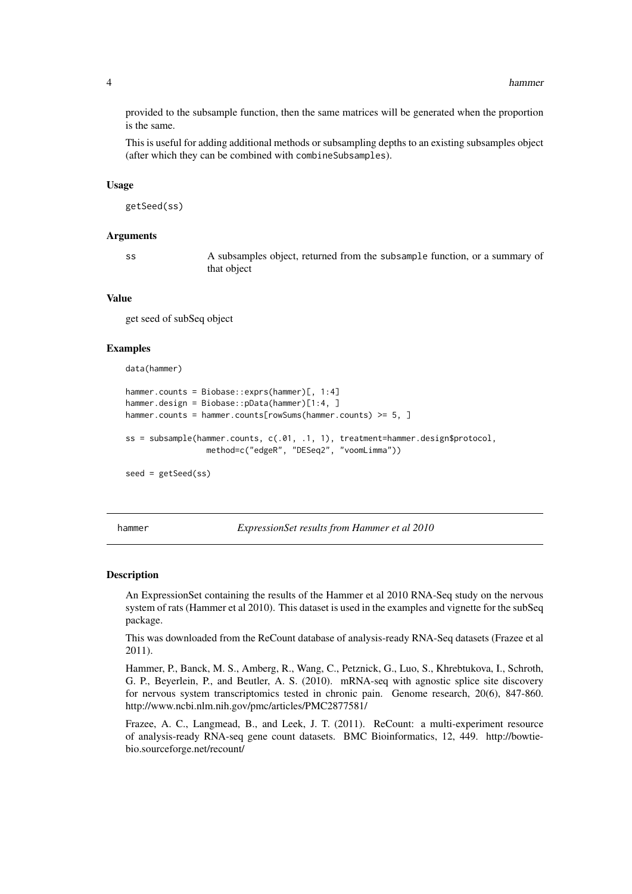provided to the subsample function, then the same matrices will be generated when the proportion is the same.

This is useful for adding additional methods or subsampling depths to an existing subsamples object (after which they can be combined with `combineSubsamples`).

### Usage

```
getSeed(ss)
```

### Arguments

| | |
|---|---|
| ss | A subsamples object, returned from the `subsample` function, or a summary of that object |

### Value

get seed of subSeq object

### Examples

```
data(hammer)

hammer.counts = Biobase::exprs(hammer)[, 1:4]
hammer.design = Biobase::pData(hammer)[1:4, ]
hammer.counts = hammer.counts[rowSums(hammer.counts) >= 5, ]

ss = subsample(hammer.counts, c(.01, .1, 1), treatment=hammer.design$protocol,
               method=c("edgeR", "DESeq2", "voomLimma"))

seed = getSeed(ss)
```

---

## hammer — *ExpressionSet results from Hammer et al 2010*

### Description

An ExpressionSet containing the results of the Hammer et al 2010 RNA-Seq study on the nervous system of rats (Hammer et al 2010). This dataset is used in the examples and vignette for the subSeq package.

This was downloaded from the ReCount database of analysis-ready RNA-Seq datasets (Frazee et al 2011).

Hammer, P., Banck, M. S., Amberg, R., Wang, C., Petznick, G., Luo, S., Khrebtukova, I., Schroth, G. P., Beyerlein, P., and Beutler, A. S. (2010). mRNA-seq with agnostic splice site discovery for nervous system transcriptomics tested in chronic pain. Genome research, 20(6), 847-860. http://www.ncbi.nlm.nih.gov/pmc/articles/PMC2877581/

Frazee, A. C., Langmead, B., and Leek, J. T. (2011). ReCount: a multi-experiment resource of analysis-ready RNA-seq gene count datasets. BMC Bioinformatics, 12, 449. http://bowtie-bio.sourceforge.net/recount/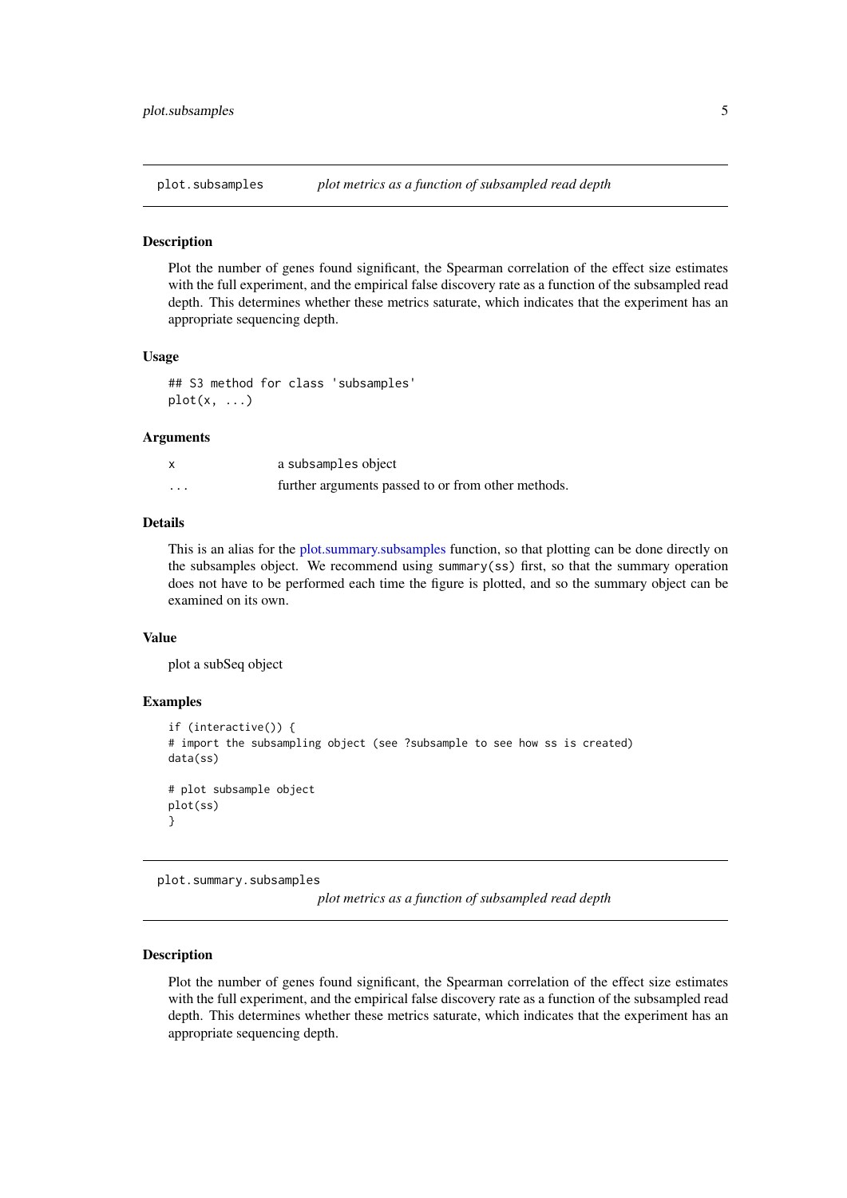## plot.subsamples — *plot metrics as a function of subsampled read depth*

### Description

Plot the number of genes found significant, the Spearman correlation of the effect size estimates with the full experiment, and the empirical false discovery rate as a function of the subsampled read depth. This determines whether these metrics saturate, which indicates that the experiment has an appropriate sequencing depth.

### Usage

```
## S3 method for class 'subsamples'
plot(x, ...)
```

### Arguments

| | |
|---|---|
| `x` | a `subsamples` object |
| `...` | further arguments passed to or from other methods. |

### Details

This is an alias for the plot.summary.subsamples function, so that plotting can be done directly on the subsamples object. We recommend using `summary(ss)` first, so that the summary operation does not have to be performed each time the figure is plotted, and so the summary object can be examined on its own.

### Value

plot a subSeq object

### Examples

```
if (interactive()) {
# import the subsampling object (see ?subsample to see how ss is created)
data(ss)

# plot subsample object
plot(ss)
}
```

## plot.summary.subsamples — *plot metrics as a function of subsampled read depth*

### Description

Plot the number of genes found significant, the Spearman correlation of the effect size estimates with the full experiment, and the empirical false discovery rate as a function of the subsampled read depth. This determines whether these metrics saturate, which indicates that the experiment has an appropriate sequencing depth.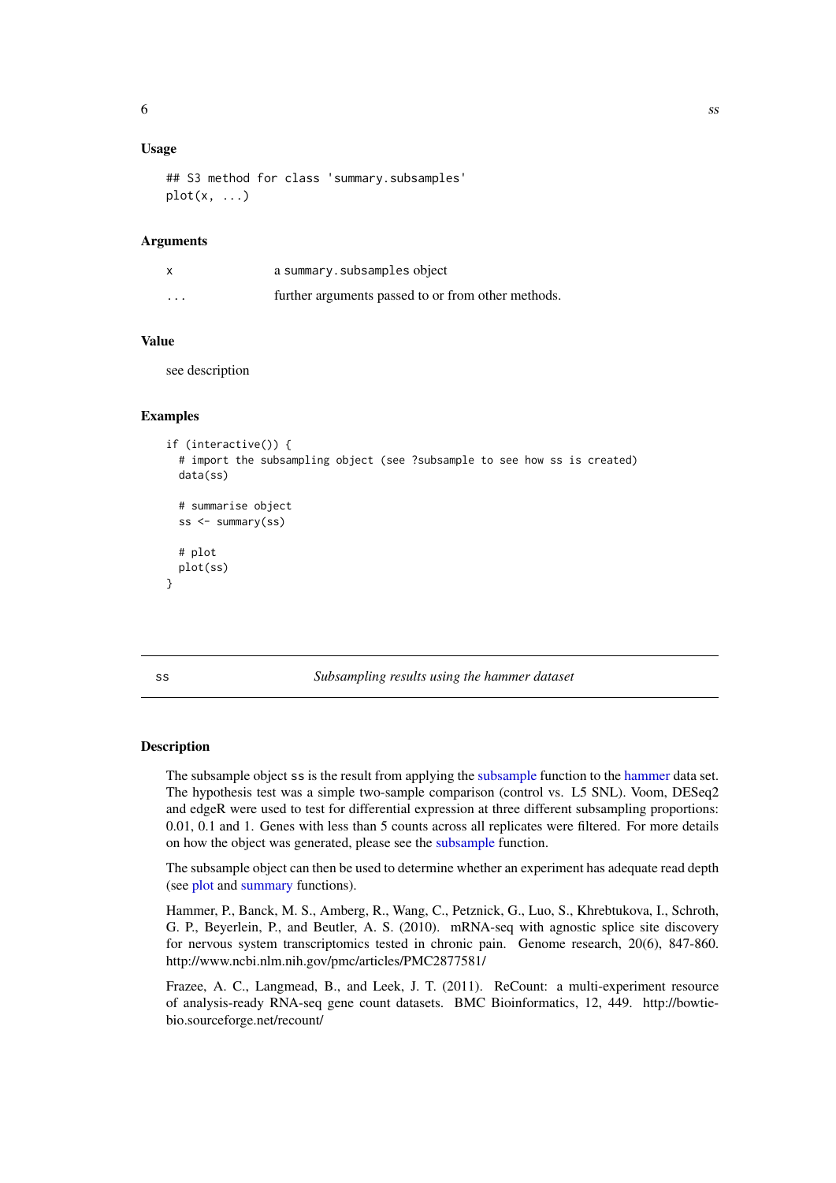### Usage

```
## S3 method for class 'summary.subsamples'
plot(x, ...)
```

### Arguments

| | |
|---|---|
| x | a summary.subsamples object |
| ... | further arguments passed to or from other methods. |

### Value

see description

### Examples

```
if (interactive()) {
  # import the subsampling object (see ?subsample to see how ss is created)
  data(ss)

  # summarise object
  ss <- summary(ss)

  # plot
  plot(ss)
}
```

---

## ss — *Subsampling results using the hammer dataset*

---

### Description

The subsample object ss is the result from applying the subsample function to the hammer data set. The hypothesis test was a simple two-sample comparison (control vs. L5 SNL). Voom, DESeq2 and edgeR were used to test for differential expression at three different subsampling proportions: 0.01, 0.1 and 1. Genes with less than 5 counts across all replicates were filtered. For more details on how the object was generated, please see the subsample function.

The subsample object can then be used to determine whether an experiment has adequate read depth (see plot and summary functions).

Hammer, P., Banck, M. S., Amberg, R., Wang, C., Petznick, G., Luo, S., Khrebtukova, I., Schroth, G. P., Beyerlein, P., and Beutler, A. S. (2010). mRNA-seq with agnostic splice site discovery for nervous system transcriptomics tested in chronic pain. Genome research, 20(6), 847-860. http://www.ncbi.nlm.nih.gov/pmc/articles/PMC2877581/

Frazee, A. C., Langmead, B., and Leek, J. T. (2011). ReCount: a multi-experiment resource of analysis-ready RNA-seq gene count datasets. BMC Bioinformatics, 12, 449. http://bowtie-bio.sourceforge.net/recount/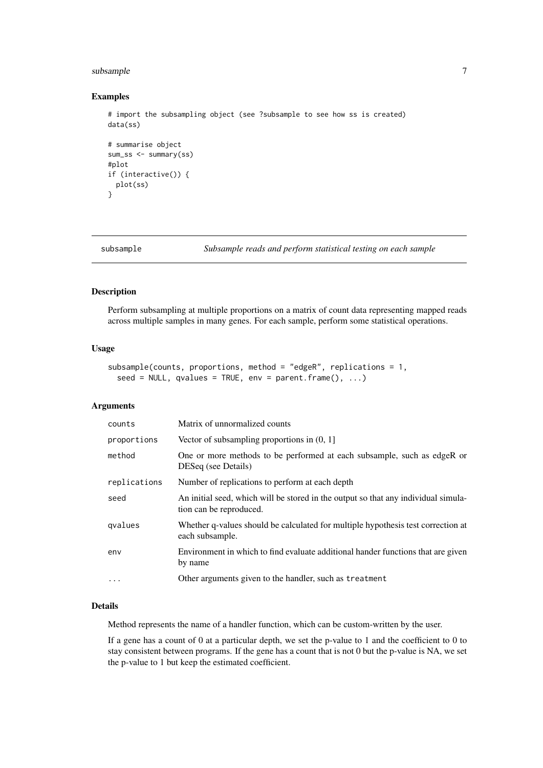## Examples

```
# import the subsampling object (see ?subsample to see how ss is created)
data(ss)

# summarise object
sum_ss <- summary(ss)
#plot
if (interactive()) {
  plot(ss)
}
```

---

## subsample — *Subsample reads and perform statistical testing on each sample*

---

### Description

Perform subsampling at multiple proportions on a matrix of count data representing mapped reads across multiple samples in many genes. For each sample, perform some statistical operations.

### Usage

```
subsample(counts, proportions, method = "edgeR", replications = 1,
  seed = NULL, qvalues = TRUE, env = parent.frame(), ...)
```

### Arguments

| Argument | Description |
|---|---|
| counts | Matrix of unnormalized counts |
| proportions | Vector of subsampling proportions in (0, 1] |
| method | One or more methods to be performed at each subsample, such as edgeR or DESeq (see Details) |
| replications | Number of replications to perform at each depth |
| seed | An initial seed, which will be stored in the output so that any individual simulation can be reproduced. |
| qvalues | Whether q-values should be calculated for multiple hypothesis test correction at each subsample. |
| env | Environment in which to find evaluate additional hander functions that are given by name |
| ... | Other arguments given to the handler, such as `treatment` |

### Details

Method represents the name of a handler function, which can be custom-written by the user.

If a gene has a count of 0 at a particular depth, we set the p-value to 1 and the coefficient to 0 to stay consistent between programs. If the gene has a count that is not 0 but the p-value is NA, we set the p-value to 1 but keep the estimated coefficient.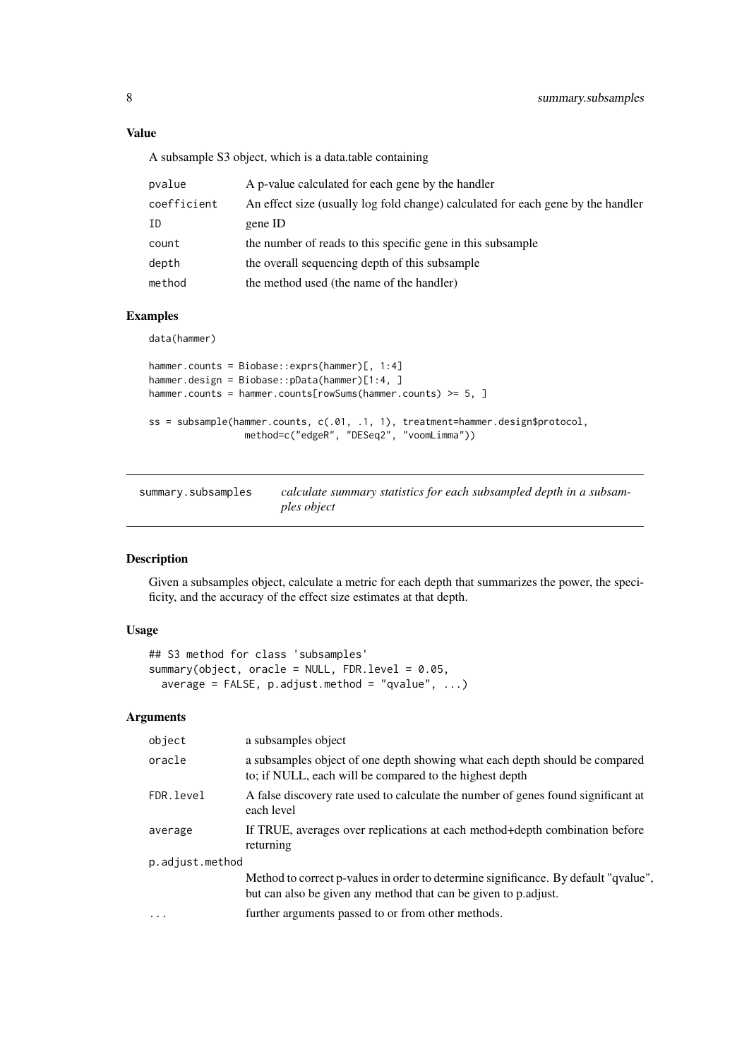### Value

A subsample S3 object, which is a data.table containing

| | |
|---|---|
| `pvalue` | A p-value calculated for each gene by the handler |
| `coefficient` | An effect size (usually log fold change) calculated for each gene by the handler |
| `ID` | gene ID |
| `count` | the number of reads to this specific gene in this subsample |
| `depth` | the overall sequencing depth of this subsample |
| `method` | the method used (the name of the handler) |

### Examples

```
data(hammer)

hammer.counts = Biobase::exprs(hammer)[, 1:4]
hammer.design = Biobase::pData(hammer)[1:4, ]
hammer.counts = hammer.counts[rowSums(hammer.counts) >= 5, ]

ss = subsample(hammer.counts, c(.01, .1, 1), treatment=hammer.design$protocol,
               method=c("edgeR", "DESeq2", "voomLimma"))
```

---

## summary.subsamples — *calculate summary statistics for each subsampled depth in a subsamples object*

### Description

Given a subsamples object, calculate a metric for each depth that summarizes the power, the specificity, and the accuracy of the effect size estimates at that depth.

### Usage

```
## S3 method for class 'subsamples'
summary(object, oracle = NULL, FDR.level = 0.05,
  average = FALSE, p.adjust.method = "qvalue", ...)
```

### Arguments

| | |
|---|---|
| `object` | a subsamples object |
| `oracle` | a subsamples object of one depth showing what each depth should be compared to; if NULL, each will be compared to the highest depth |
| `FDR.level` | A false discovery rate used to calculate the number of genes found significant at each level |
| `average` | If TRUE, averages over replications at each method+depth combination before returning |
| `p.adjust.method` | Method to correct p-values in order to determine significance. By default "qvalue", but can also be given any method that can be given to p.adjust. |
| `...` | further arguments passed to or from other methods. |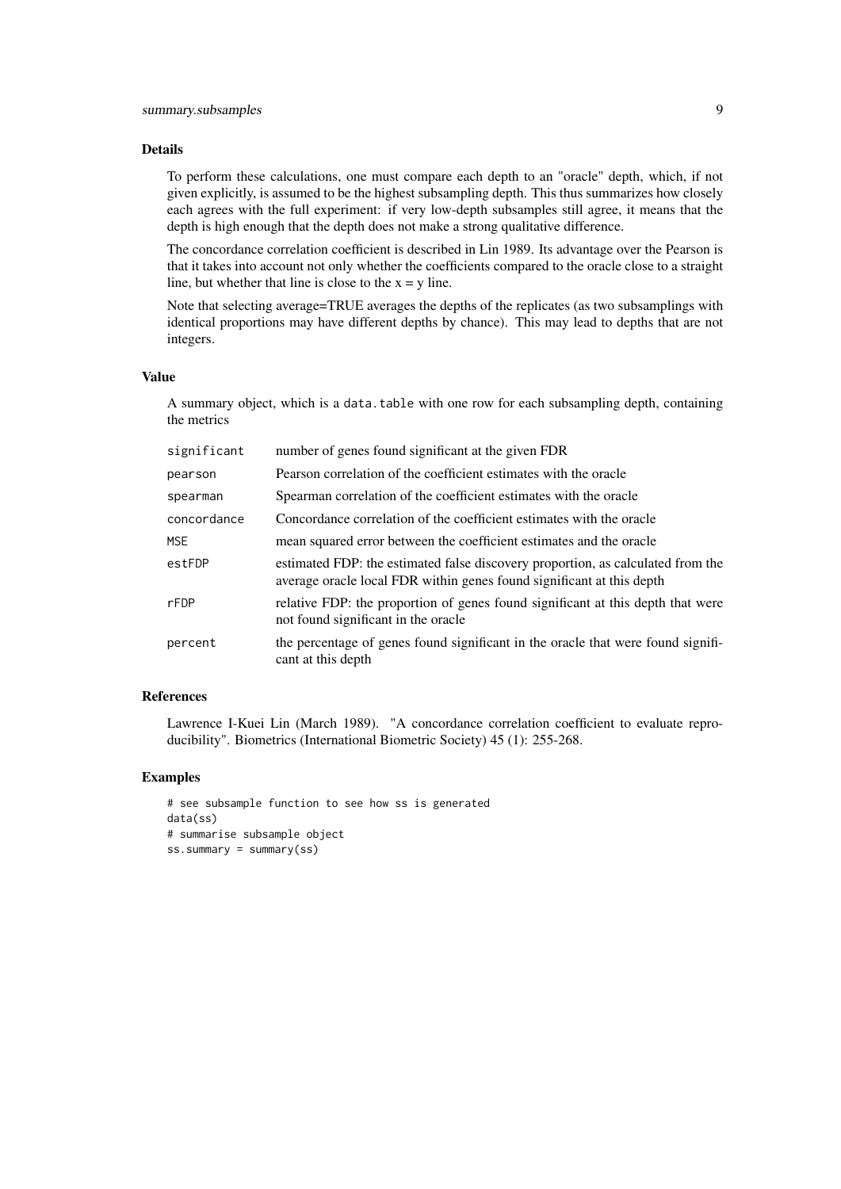### Details

To perform these calculations, one must compare each depth to an "oracle" depth, which, if not given explicitly, is assumed to be the highest subsampling depth. This thus summarizes how closely each agrees with the full experiment: if very low-depth subsamples still agree, it means that the depth is high enough that the depth does not make a strong qualitative difference.

The concordance correlation coefficient is described in Lin 1989. Its advantage over the Pearson is that it takes into account not only whether the coefficients compared to the oracle close to a straight line, but whether that line is close to the x = y line.

Note that selecting average=TRUE averages the depths of the replicates (as two subsamplings with identical proportions may have different depths by chance). This may lead to depths that are not integers.

### Value

A summary object, which is a `data.table` with one row for each subsampling depth, containing the metrics

| | |
|---|---|
| `significant` | number of genes found significant at the given FDR |
| `pearson` | Pearson correlation of the coefficient estimates with the oracle |
| `spearman` | Spearman correlation of the coefficient estimates with the oracle |
| `concordance` | Concordance correlation of the coefficient estimates with the oracle |
| `MSE` | mean squared error between the coefficient estimates and the oracle |
| `estFDP` | estimated FDP: the estimated false discovery proportion, as calculated from the average oracle local FDR within genes found significant at this depth |
| `rFDP` | relative FDP: the proportion of genes found significant at this depth that were not found significant in the oracle |
| `percent` | the percentage of genes found significant in the oracle that were found significant at this depth |

### References

Lawrence I-Kuei Lin (March 1989). "A concordance correlation coefficient to evaluate reproducibility". Biometrics (International Biometric Society) 45 (1): 255-268.

### Examples

```
# see subsample function to see how ss is generated
data(ss)
# summarise subsample object
ss.summary = summary(ss)
```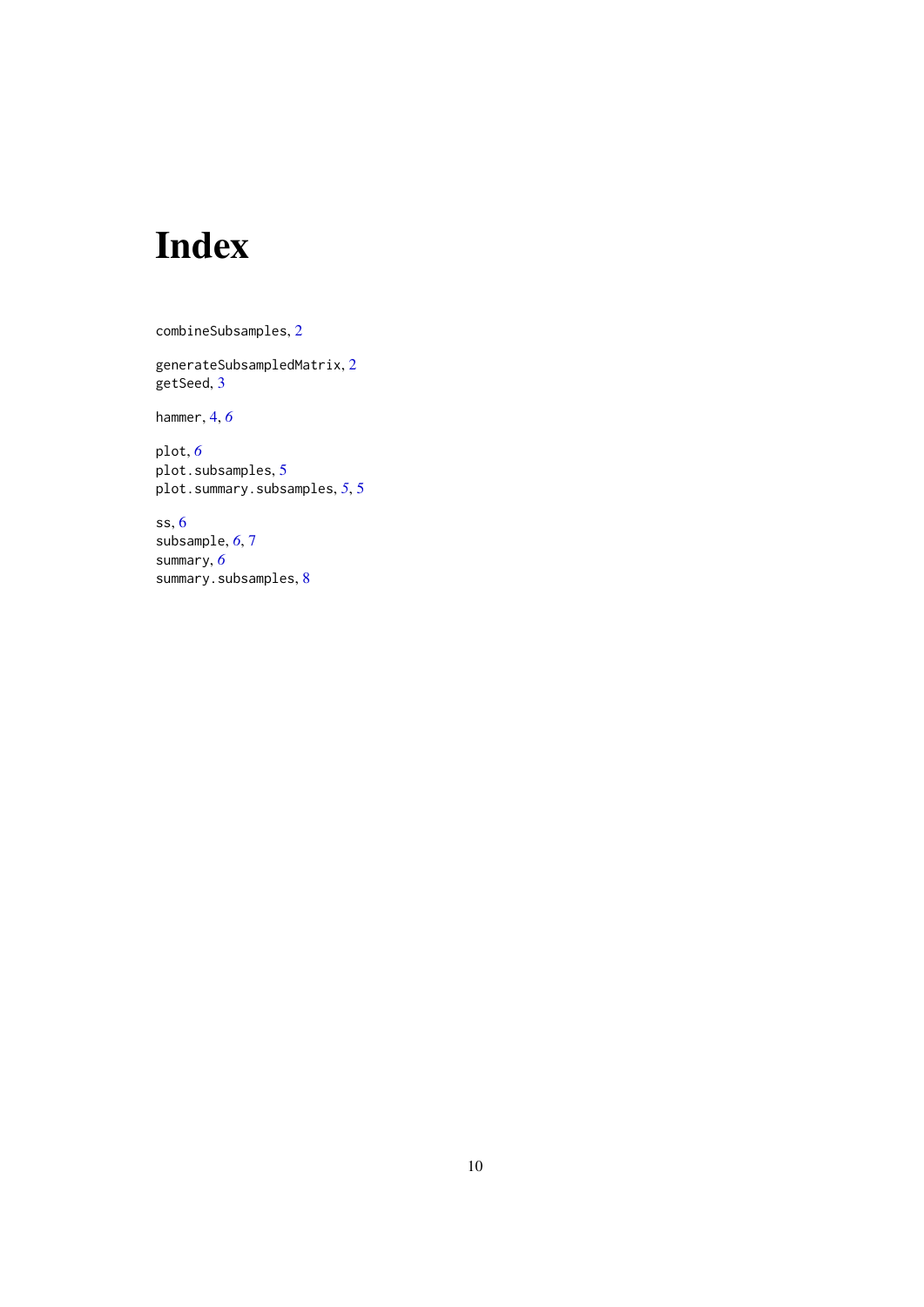# Index

combineSubsamples, 2

generateSubsampledMatrix, 2
getSeed, 3

hammer, 4, *6*

plot, *6*
plot.subsamples, 5
plot.summary.subsamples, *5*, 5

ss, 6
subsample, *6*, 7
summary, *6*
summary.subsamples, 8